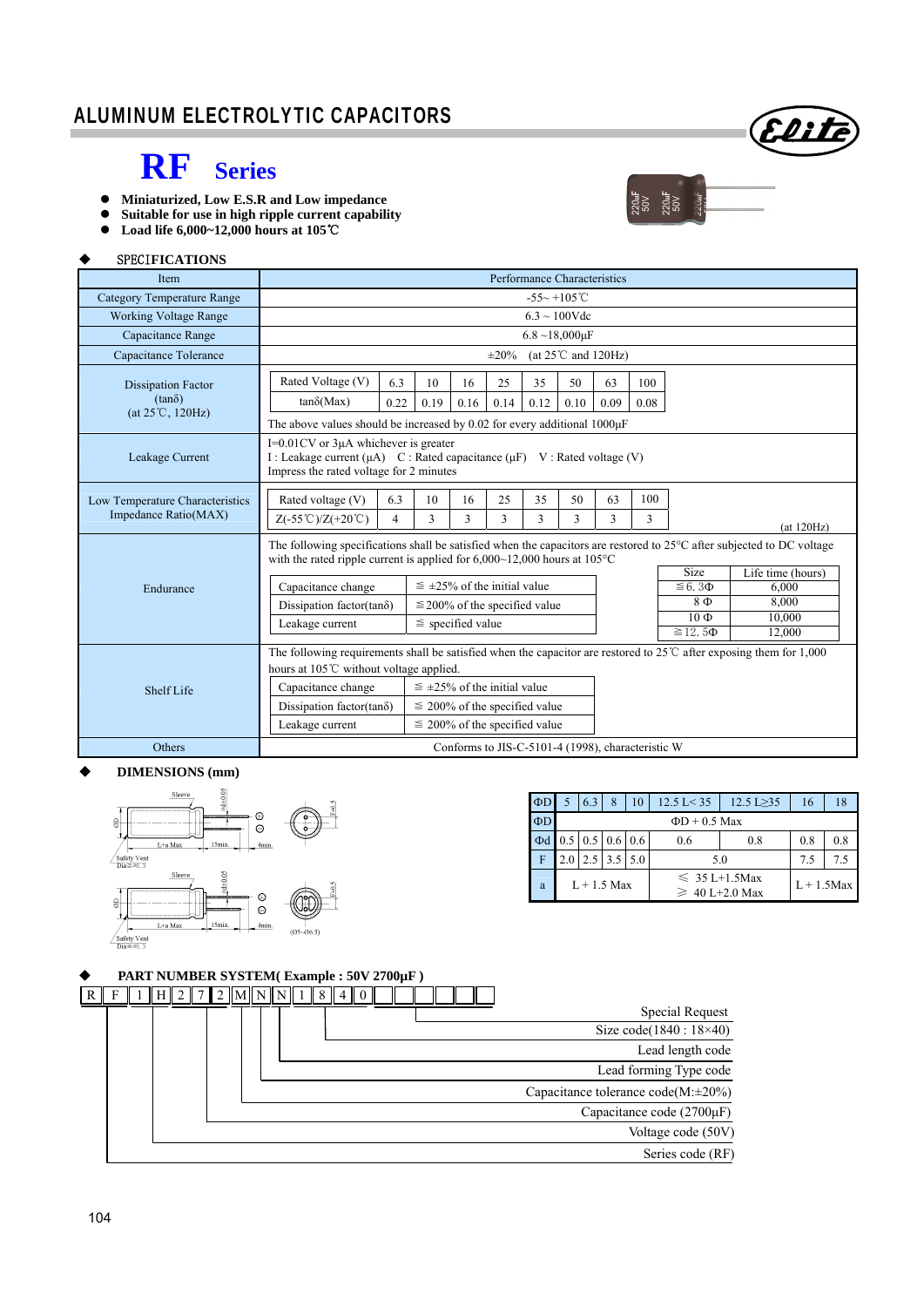# ALUMINUM ELECTROLYTIC CAPACITORS

## RF Series

- **Miniaturized, Low E.S.R and Low impedance**
- **Suitable for use in high ripple current capability**
- **Load life 6,000~12,000 hours at 105℃**

### SPECIFICATIONS

| Item | Performance Characteristics |
|---|---|
| Category Temperature Range | -55~ +105℃ |
| Working Voltage Range | 6.3 ~ 100Vdc |
| Capacitance Range | 6.8 ~18,000μF |
| Capacitance Tolerance | ±20% (at 25℃ and 120Hz) |
| Dissipation Factor (tanδ) (at 25℃, 120Hz) | Rated Voltage (V): 6.3 / 10 / 16 / 25 / 35 / 50 / 63 / 100<br>tanδ(Max): 0.22 / 0.19 / 0.16 / 0.14 / 0.12 / 0.10 / 0.09 / 0.08<br>The above values should be increased by 0.02 for every additional 1000μF |
| Leakage Current | I=0.01CV or 3μA whichever is greater<br>I : Leakage current (μA) C : Rated capacitance (μF) V : Rated voltage (V)<br>Impress the rated voltage for 2 minutes |
| Low Temperature Characteristics Impedance Ratio(MAX) | Rated voltage (V): 6.3 / 10 / 16 / 25 / 35 / 50 / 63 / 100<br>Z(-55℃)/Z(+20℃): 4 / 3 / 3 / 3 / 3 / 3 / 3 / 3<br>(at 120Hz) |
| Endurance | The following specifications shall be satisfied when the capacitors are restored to 25°C after subjected to DC voltage with the rated ripple current is applied for 6,000~12,000 hours at 105°C<br>Capacitance change: ≦ ±25% of the initial value<br>Dissipation factor(tanδ): ≦200% of the specified value<br>Leakage current: ≦ specified value<br>Size / Life time (hours): ≦6. 3Φ 6,000; 8 Φ 8,000; 10 Φ 10,000; ≧12. 5Φ 12,000 |
| Shelf Life | The following requirements shall be satisfied when the capacitor are restored to 25℃ after exposing them for 1,000 hours at 105℃ without voltage applied.<br>Capacitance change: ≦ ±25% of the initial value<br>Dissipation factor(tanδ): ≦ 200% of the specified value<br>Leakage current: ≦ 200% of the specified value |
| Others | Conforms to JIS-C-5101-4 (1998), characteristic W |

### DIMENSIONS (mm)

Sleeve; ΦD; L+a Max; 15min.; 4min.; Safety Vent Dia≧Φ6.3; Φd±0.05; F±0.5; (Φ5~Φ6.3)

| ΦD | 5 | 6.3 | 8 | 10 | 12.5 L< 35 | 12.5 L≥35 | 16 | 18 |
|---|---|---|---|---|---|---|---|---|
| ΦD | ΦD + 0.5 Max | | | | | | | |
| Φd | 0.5 | 0.5 | 0.6 | 0.6 | 0.6 | 0.8 | 0.8 | 0.8 |
| F | 2.0 | 2.5 | 3.5 | 5.0 | 5.0 | | 7.5 | 7.5 |
| a | L + 1.5 Max | | | | ≦ 35 L+1.5Max<br>≧ 40 L+2.0 Max | | L + 1.5Max | |

### PART NUMBER SYSTEM( Example : 50V 2700μF )

R F 1 H 2 7 2 M N N 1 8 4 0

- Special Request
- Size code(1840 : 18×40)
- Lead length code
- Lead forming Type code
- Capacitance tolerance code(M:±20%)
- Capacitance code (2700μF)
- Voltage code (50V)
- Series code (RF)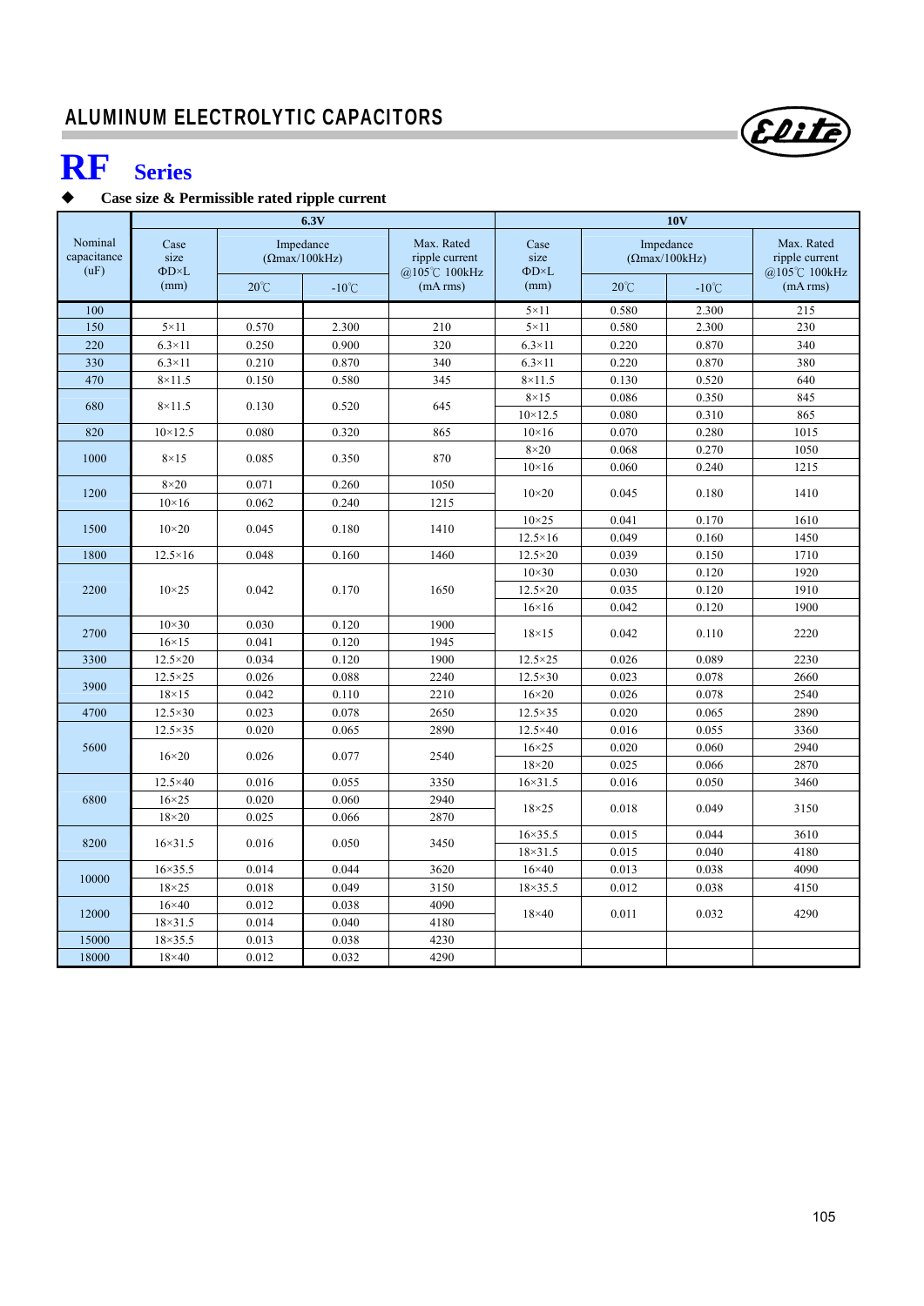# ALUMINUM ELECTROLYTIC CAPACITORS

# RF Series

### ◆ Case size & Permissible rated ripple current

| Nominal capacitance (uF) | 6.3V | | | | 10V | | | |
|---|---|---|---|---|---|---|---|---|
| | Case size ΦD×L (mm) | Impedance (Ωmax/100kHz) 20℃ | Impedance (Ωmax/100kHz) -10℃ | Max. Rated ripple current @105℃ 100kHz (mA rms) | Case size ΦD×L (mm) | Impedance (Ωmax/100kHz) 20℃ | Impedance (Ωmax/100kHz) -10℃ | Max. Rated ripple current @105℃ 100kHz (mA rms) |
| 100 | | | | | 5×11 | 0.580 | 2.300 | 215 |
| 150 | 5×11 | 0.570 | 2.300 | 210 | 5×11 | 0.580 | 2.300 | 230 |
| 220 | 6.3×11 | 0.250 | 0.900 | 320 | 6.3×11 | 0.220 | 0.870 | 340 |
| 330 | 6.3×11 | 0.210 | 0.870 | 340 | 6.3×11 | 0.220 | 0.870 | 380 |
| 470 | 8×11.5 | 0.150 | 0.580 | 345 | 8×11.5 | 0.130 | 0.520 | 640 |
| 680 | 8×11.5 | 0.130 | 0.520 | 645 | 8×15 | 0.086 | 0.350 | 845 |
| | | | | | 10×12.5 | 0.080 | 0.310 | 865 |
| 820 | 10×12.5 | 0.080 | 0.320 | 865 | 10×16 | 0.070 | 0.280 | 1015 |
| 1000 | 8×15 | 0.085 | 0.350 | 870 | 8×20 | 0.068 | 0.270 | 1050 |
| | | | | | 10×16 | 0.060 | 0.240 | 1215 |
| 1200 | 8×20 | 0.071 | 0.260 | 1050 | 10×20 | 0.045 | 0.180 | 1410 |
| | 10×16 | 0.062 | 0.240 | 1215 | | | | |
| 1500 | 10×20 | 0.045 | 0.180 | 1410 | 10×25 | 0.041 | 0.170 | 1610 |
| | | | | | 12.5×16 | 0.049 | 0.160 | 1450 |
| 1800 | 12.5×16 | 0.048 | 0.160 | 1460 | 12.5×20 | 0.039 | 0.150 | 1710 |
| 2200 | 10×25 | 0.042 | 0.170 | 1650 | 10×30 | 0.030 | 0.120 | 1920 |
| | | | | | 12.5×20 | 0.035 | 0.120 | 1910 |
| | | | | | 16×16 | 0.042 | 0.120 | 1900 |
| 2700 | 10×30 | 0.030 | 0.120 | 1900 | 18×15 | 0.042 | 0.110 | 2220 |
| | 16×15 | 0.041 | 0.120 | 1945 | | | | |
| 3300 | 12.5×20 | 0.034 | 0.120 | 1900 | 12.5×25 | 0.026 | 0.089 | 2230 |
| 3900 | 12.5×25 | 0.026 | 0.088 | 2240 | 12.5×30 | 0.023 | 0.078 | 2660 |
| | 18×15 | 0.042 | 0.110 | 2210 | 16×20 | 0.026 | 0.078 | 2540 |
| 4700 | 12.5×30 | 0.023 | 0.078 | 2650 | 12.5×35 | 0.020 | 0.065 | 2890 |
| 5600 | 12.5×35 | 0.020 | 0.065 | 2890 | 12.5×40 | 0.016 | 0.055 | 3360 |
| | 16×20 | 0.026 | 0.077 | 2540 | 16×25 | 0.020 | 0.060 | 2940 |
| | | | | | 18×20 | 0.025 | 0.066 | 2870 |
| 6800 | 12.5×40 | 0.016 | 0.055 | 3350 | 16×31.5 | 0.016 | 0.050 | 3460 |
| | 16×25 | 0.020 | 0.060 | 2940 | 18×25 | 0.018 | 0.049 | 3150 |
| | 18×20 | 0.025 | 0.066 | 2870 | | | | |
| 8200 | 16×31.5 | 0.016 | 0.050 | 3450 | 16×35.5 | 0.015 | 0.044 | 3610 |
| | | | | | 18×31.5 | 0.015 | 0.040 | 4180 |
| 10000 | 16×35.5 | 0.014 | 0.044 | 3620 | 16×40 | 0.013 | 0.038 | 4090 |
| | 18×25 | 0.018 | 0.049 | 3150 | 18×35.5 | 0.012 | 0.038 | 4150 |
| 12000 | 16×40 | 0.012 | 0.038 | 4090 | 18×40 | 0.011 | 0.032 | 4290 |
| | 18×31.5 | 0.014 | 0.040 | 4180 | | | | |
| 15000 | 18×35.5 | 0.013 | 0.038 | 4230 | | | | |
| 18000 | 18×40 | 0.012 | 0.032 | 4290 | | | | |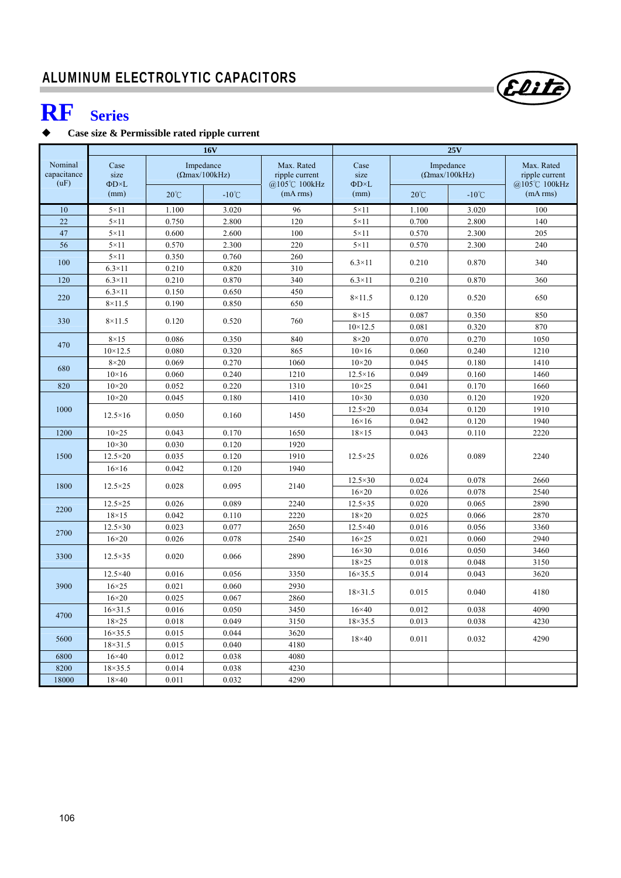# ALUMINUM ELECTROLYTIC CAPACITORS

## RF Series

◆ **Case size & Permissible rated ripple current**

| Nominal capacitance (uF) | 16V | | | | 25V | | | |
|---|---|---|---|---|---|---|---|---|
| | Case size ΦD×L (mm) | Impedance (Ωmax/100kHz) 20℃ | Impedance (Ωmax/100kHz) -10℃ | Max. Rated ripple current @105℃ 100kHz (mA rms) | Case size ΦD×L (mm) | Impedance (Ωmax/100kHz) 20℃ | Impedance (Ωmax/100kHz) -10℃ | Max. Rated ripple current @105℃ 100kHz (mA rms) |
| 10 | 5×11 | 1.100 | 3.020 | 96 | 5×11 | 1.100 | 3.020 | 100 |
| 22 | 5×11 | 0.750 | 2.800 | 120 | 5×11 | 0.700 | 2.800 | 140 |
| 47 | 5×11 | 0.600 | 2.600 | 100 | 5×11 | 0.570 | 2.300 | 205 |
| 56 | 5×11 | 0.570 | 2.300 | 220 | 5×11 | 0.570 | 2.300 | 240 |
| 100 | 5×11 | 0.350 | 0.760 | 260 | 6.3×11 | 0.210 | 0.870 | 340 |
| | 6.3×11 | 0.210 | 0.820 | 310 | | | | |
| 120 | 6.3×11 | 0.210 | 0.870 | 340 | 6.3×11 | 0.210 | 0.870 | 360 |
| 220 | 6.3×11 | 0.150 | 0.650 | 450 | 8×11.5 | 0.120 | 0.520 | 650 |
| | 8×11.5 | 0.190 | 0.850 | 650 | | | | |
| 330 | 8×11.5 | 0.120 | 0.520 | 760 | 8×15 | 0.087 | 0.350 | 850 |
| | | | | | 10×12.5 | 0.081 | 0.320 | 870 |
| 470 | 8×15 | 0.086 | 0.350 | 840 | 8×20 | 0.070 | 0.270 | 1050 |
| | 10×12.5 | 0.080 | 0.320 | 865 | 10×16 | 0.060 | 0.240 | 1210 |
| 680 | 8×20 | 0.069 | 0.270 | 1060 | 10×20 | 0.045 | 0.180 | 1410 |
| | 10×16 | 0.060 | 0.240 | 1210 | 12.5×16 | 0.049 | 0.160 | 1460 |
| 820 | 10×20 | 0.052 | 0.220 | 1310 | 10×25 | 0.041 | 0.170 | 1660 |
| 1000 | 10×20 | 0.045 | 0.180 | 1410 | 10×30 | 0.030 | 0.120 | 1920 |
| | 12.5×16 | 0.050 | 0.160 | 1450 | 12.5×20 | 0.034 | 0.120 | 1910 |
| | | | | | 16×16 | 0.042 | 0.120 | 1940 |
| 1200 | 10×25 | 0.043 | 0.170 | 1650 | 18×15 | 0.043 | 0.110 | 2220 |
| 1500 | 10×30 | 0.030 | 0.120 | 1920 | 12.5×25 | 0.026 | 0.089 | 2240 |
| | 12.5×20 | 0.035 | 0.120 | 1910 | | | | |
| | 16×16 | 0.042 | 0.120 | 1940 | | | | |
| 1800 | 12.5×25 | 0.028 | 0.095 | 2140 | 12.5×30 | 0.024 | 0.078 | 2660 |
| | | | | | 16×20 | 0.026 | 0.078 | 2540 |
| 2200 | 12.5×25 | 0.026 | 0.089 | 2240 | 12.5×35 | 0.020 | 0.065 | 2890 |
| | 18×15 | 0.042 | 0.110 | 2220 | 18×20 | 0.025 | 0.066 | 2870 |
| 2700 | 12.5×30 | 0.023 | 0.077 | 2650 | 12.5×40 | 0.016 | 0.056 | 3360 |
| | 16×20 | 0.026 | 0.078 | 2540 | 16×25 | 0.021 | 0.060 | 2940 |
| 3300 | 12.5×35 | 0.020 | 0.066 | 2890 | 16×30 | 0.016 | 0.050 | 3460 |
| | | | | | 18×25 | 0.018 | 0.048 | 3150 |
| 3900 | 12.5×40 | 0.016 | 0.056 | 3350 | 16×35.5 | 0.014 | 0.043 | 3620 |
| | 16×25 | 0.021 | 0.060 | 2930 | 18×31.5 | 0.015 | 0.040 | 4180 |
| | 16×20 | 0.025 | 0.067 | 2860 | | | | |
| 4700 | 16×31.5 | 0.016 | 0.050 | 3450 | 16×40 | 0.012 | 0.038 | 4090 |
| | 18×25 | 0.018 | 0.049 | 3150 | 18×35.5 | 0.013 | 0.038 | 4230 |
| 5600 | 16×35.5 | 0.015 | 0.044 | 3620 | 18×40 | 0.011 | 0.032 | 4290 |
| | 18×31.5 | 0.015 | 0.040 | 4180 | | | | |
| 6800 | 16×40 | 0.012 | 0.038 | 4080 | | | | |
| 8200 | 18×35.5 | 0.014 | 0.038 | 4230 | | | | |
| 18000 | 18×40 | 0.011 | 0.032 | 4290 | | | | |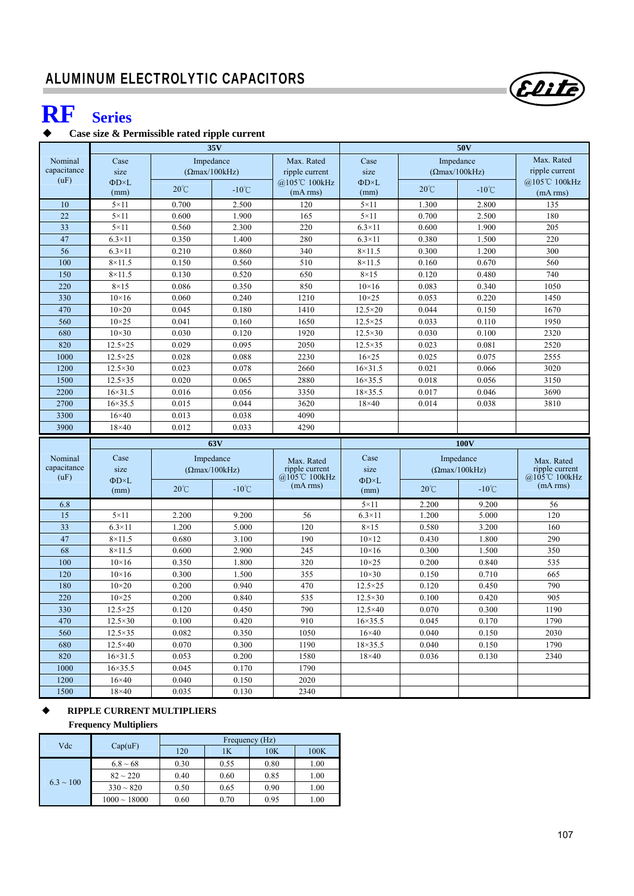# ALUMINUM ELECTROLYTIC CAPACITORS

# RF Series

◆ **Case size & Permissible rated ripple current**

| Nominal capacitance (uF) | 35V | | | | 50V | | | |
|---|---|---|---|---|---|---|---|---|
| | Case size ΦD×L (mm) | Impedance (Ωmax/100kHz) 20℃ | Impedance (Ωmax/100kHz) -10℃ | Max. Rated ripple current @105℃ 100kHz (mA rms) | Case size ΦD×L (mm) | Impedance (Ωmax/100kHz) 20℃ | Impedance (Ωmax/100kHz) -10℃ | Max. Rated ripple current @105℃ 100kHz (mA rms) |
| 10 | 5×11 | 0.700 | 2.500 | 120 | 5×11 | 1.300 | 2.800 | 135 |
| 22 | 5×11 | 0.600 | 1.900 | 165 | 5×11 | 0.700 | 2.500 | 180 |
| 33 | 5×11 | 0.560 | 2.300 | 220 | 6.3×11 | 0.600 | 1.900 | 205 |
| 47 | 6.3×11 | 0.350 | 1.400 | 280 | 6.3×11 | 0.380 | 1.500 | 220 |
| 56 | 6.3×11 | 0.210 | 0.860 | 340 | 8×11.5 | 0.300 | 1.200 | 300 |
| 100 | 8×11.5 | 0.150 | 0.560 | 510 | 8×11.5 | 0.160 | 0.670 | 560 |
| 150 | 8×11.5 | 0.130 | 0.520 | 650 | 8×15 | 0.120 | 0.480 | 740 |
| 220 | 8×15 | 0.086 | 0.350 | 850 | 10×16 | 0.083 | 0.340 | 1050 |
| 330 | 10×16 | 0.060 | 0.240 | 1210 | 10×25 | 0.053 | 0.220 | 1450 |
| 470 | 10×20 | 0.045 | 0.180 | 1410 | 12.5×20 | 0.044 | 0.150 | 1670 |
| 560 | 10×25 | 0.041 | 0.160 | 1650 | 12.5×25 | 0.033 | 0.110 | 1950 |
| 680 | 10×30 | 0.030 | 0.120 | 1920 | 12.5×30 | 0.030 | 0.100 | 2320 |
| 820 | 12.5×25 | 0.029 | 0.095 | 2050 | 12.5×35 | 0.023 | 0.081 | 2520 |
| 1000 | 12.5×25 | 0.028 | 0.088 | 2230 | 16×25 | 0.025 | 0.075 | 2555 |
| 1200 | 12.5×30 | 0.023 | 0.078 | 2660 | 16×31.5 | 0.021 | 0.066 | 3020 |
| 1500 | 12.5×35 | 0.020 | 0.065 | 2880 | 16×35.5 | 0.018 | 0.056 | 3150 |
| 2200 | 16×31.5 | 0.016 | 0.056 | 3350 | 18×35.5 | 0.017 | 0.046 | 3690 |
| 2700 | 16×35.5 | 0.015 | 0.044 | 3620 | 18×40 | 0.014 | 0.038 | 3810 |
| 3300 | 16×40 | 0.013 | 0.038 | 4090 | | | | |
| 3900 | 18×40 | 0.012 | 0.033 | 4290 | | | | |

| Nominal capacitance (uF) | 63V | | | | 100V | | | |
|---|---|---|---|---|---|---|---|---|
| | Case size ΦD×L (mm) | Impedance (Ωmax/100kHz) 20℃ | Impedance (Ωmax/100kHz) -10℃ | Max. Rated ripple current @105℃ 100kHz (mA rms) | Case size ΦD×L (mm) | Impedance (Ωmax/100kHz) 20℃ | Impedance (Ωmax/100kHz) -10℃ | Max. Rated ripple current @105℃ 100kHz (mA rms) |
| 6.8 | | | | | 5×11 | 2.200 | 9.200 | 56 |
| 15 | 5×11 | 2.200 | 9.200 | 56 | 6.3×11 | 1.200 | 5.000 | 120 |
| 33 | 6.3×11 | 1.200 | 5.000 | 120 | 8×15 | 0.580 | 3.200 | 160 |
| 47 | 8×11.5 | 0.680 | 3.100 | 190 | 10×12 | 0.430 | 1.800 | 290 |
| 68 | 8×11.5 | 0.600 | 2.900 | 245 | 10×16 | 0.300 | 1.500 | 350 |
| 100 | 10×16 | 0.350 | 1.800 | 320 | 10×25 | 0.200 | 0.840 | 535 |
| 120 | 10×16 | 0.300 | 1.500 | 355 | 10×30 | 0.150 | 0.710 | 665 |
| 180 | 10×20 | 0.200 | 0.940 | 470 | 12.5×25 | 0.120 | 0.450 | 790 |
| 220 | 10×25 | 0.200 | 0.840 | 535 | 12.5×30 | 0.100 | 0.420 | 905 |
| 330 | 12.5×25 | 0.120 | 0.450 | 790 | 12.5×40 | 0.070 | 0.300 | 1190 |
| 470 | 12.5×30 | 0.100 | 0.420 | 910 | 16×35.5 | 0.045 | 0.170 | 1790 |
| 560 | 12.5×35 | 0.082 | 0.350 | 1050 | 16×40 | 0.040 | 0.150 | 2030 |
| 680 | 12.5×40 | 0.070 | 0.300 | 1190 | 18×35.5 | 0.040 | 0.150 | 1790 |
| 820 | 16×31.5 | 0.053 | 0.200 | 1580 | 18×40 | 0.036 | 0.130 | 2340 |
| 1000 | 16×35.5 | 0.045 | 0.170 | 1790 | | | | |
| 1200 | 16×40 | 0.040 | 0.150 | 2020 | | | | |
| 1500 | 18×40 | 0.035 | 0.130 | 2340 | | | | |

◆ **RIPPLE CURRENT MULTIPLIERS**

**Frequency Multipliers**

| Vdc | Cap(uF) | Frequency (Hz) 120 | 1K | 10K | 100K |
|---|---|---|---|---|---|
| 6.3 ~ 100 | 6.8 ~ 68 | 0.30 | 0.55 | 0.80 | 1.00 |
| | 82 ~ 220 | 0.40 | 0.60 | 0.85 | 1.00 |
| | 330 ~ 820 | 0.50 | 0.65 | 0.90 | 1.00 |
| | 1000 ~ 18000 | 0.60 | 0.70 | 0.95 | 1.00 |